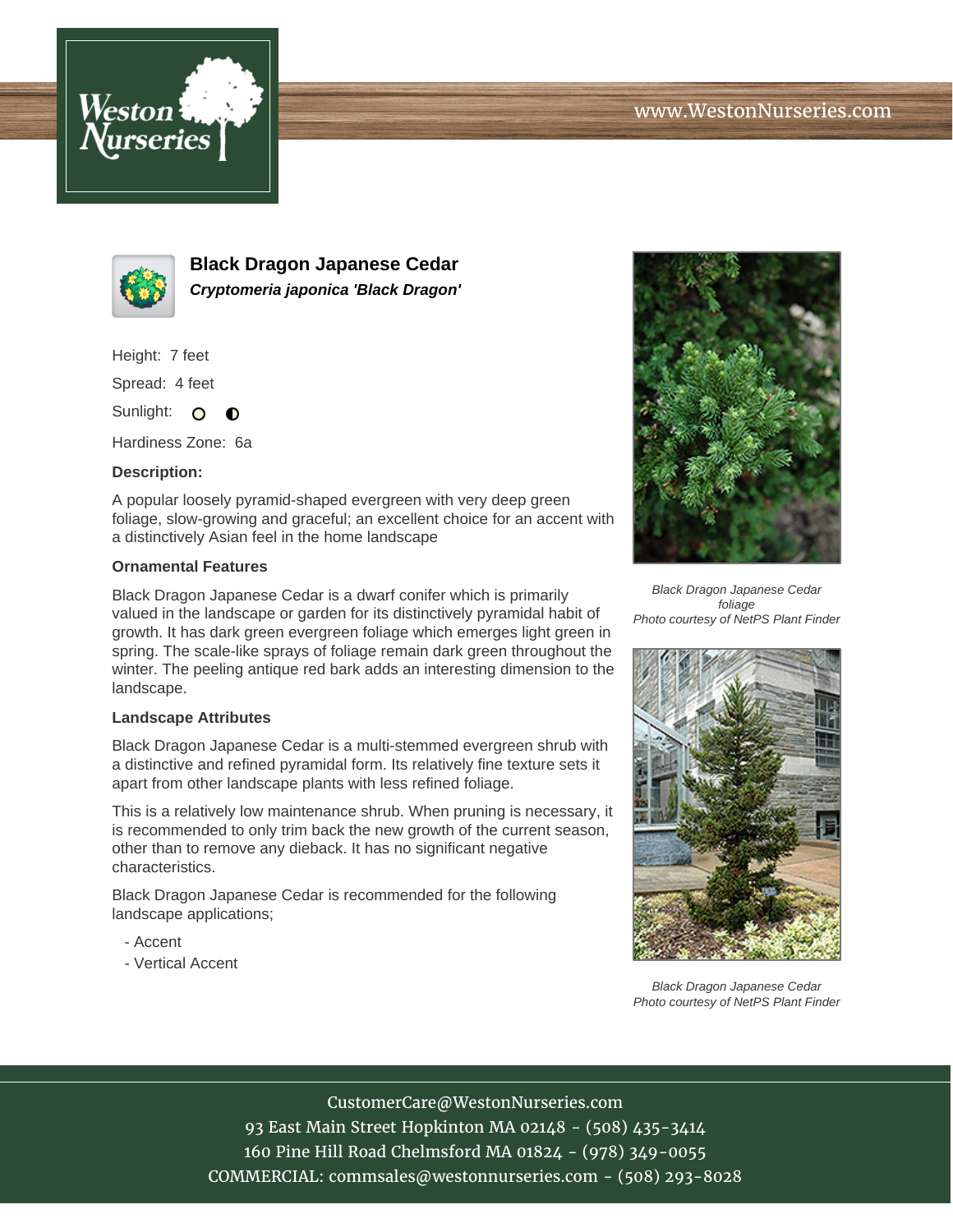# Black Dragon Japanese Cedar

***Cryptomeria japonica 'Black Dragon'***

Height: 7 feet

Spread: 4 feet

Sunlight:

Hardiness Zone: 6a

**Description:**

A popular loosely pyramid-shaped evergreen with very deep green foliage, slow-growing and graceful; an excellent choice for an accent with a distinctively Asian feel in the home landscape

### Ornamental Features

Black Dragon Japanese Cedar is a dwarf conifer which is primarily valued in the landscape or garden for its distinctively pyramidal habit of growth. It has dark green evergreen foliage which emerges light green in spring. The scale-like sprays of foliage remain dark green throughout the winter. The peeling antique red bark adds an interesting dimension to the landscape.

### Landscape Attributes

Black Dragon Japanese Cedar is a multi-stemmed evergreen shrub with a distinctive and refined pyramidal form. Its relatively fine texture sets it apart from other landscape plants with less refined foliage.

This is a relatively low maintenance shrub. When pruning is necessary, it is recommended to only trim back the new growth of the current season, other than to remove any dieback. It has no significant negative characteristics.

Black Dragon Japanese Cedar is recommended for the following landscape applications;

- Accent
- Vertical Accent

*Black Dragon Japanese Cedar foliage*
*Photo courtesy of NetPS Plant Finder*

*Black Dragon Japanese Cedar*
*Photo courtesy of NetPS Plant Finder*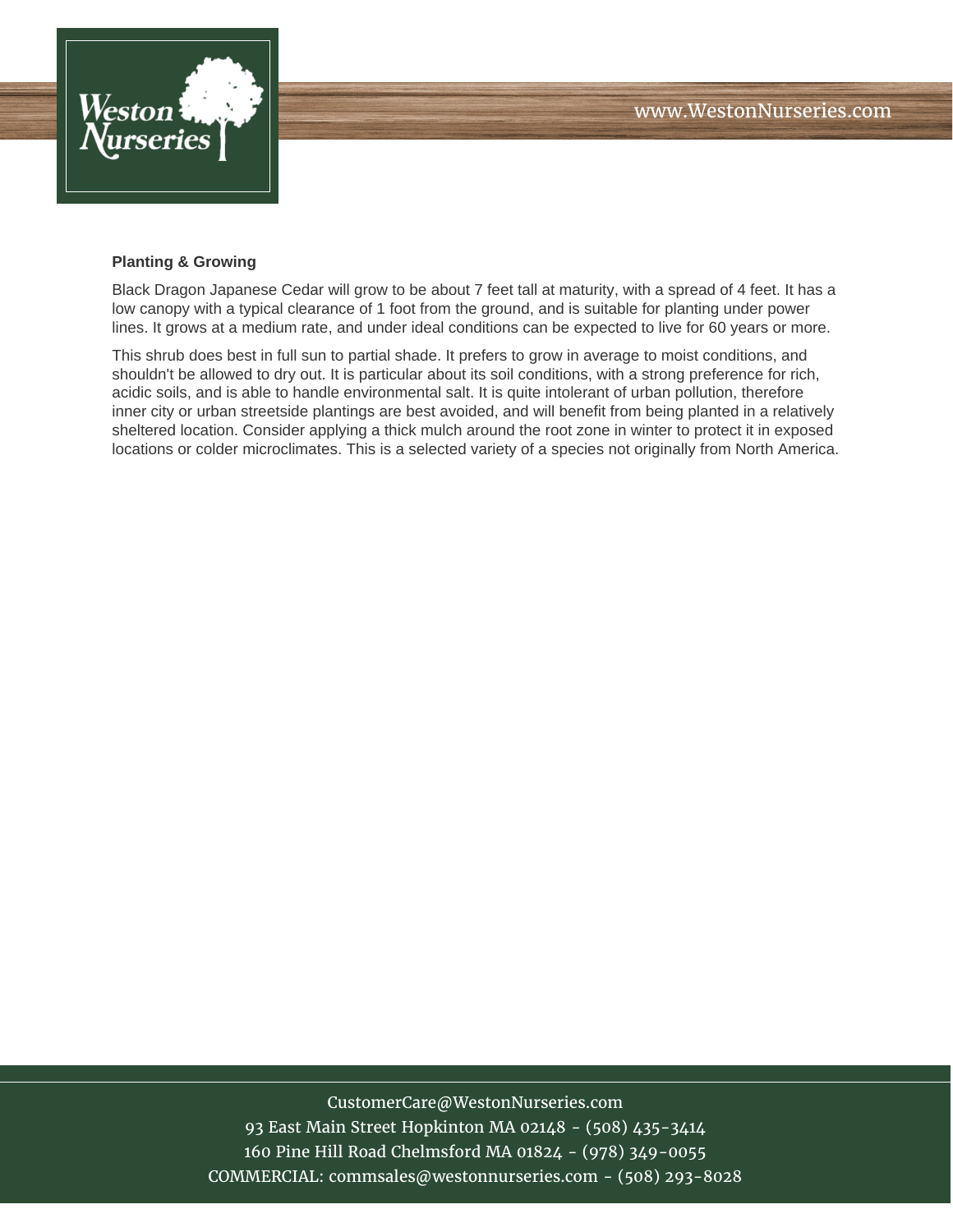### Planting & Growing

Black Dragon Japanese Cedar will grow to be about 7 feet tall at maturity, with a spread of 4 feet. It has a low canopy with a typical clearance of 1 foot from the ground, and is suitable for planting under power lines. It grows at a medium rate, and under ideal conditions can be expected to live for 60 years or more.

This shrub does best in full sun to partial shade. It prefers to grow in average to moist conditions, and shouldn't be allowed to dry out. It is particular about its soil conditions, with a strong preference for rich, acidic soils, and is able to handle environmental salt. It is quite intolerant of urban pollution, therefore inner city or urban streetside plantings are best avoided, and will benefit from being planted in a relatively sheltered location. Consider applying a thick mulch around the root zone in winter to protect it in exposed locations or colder microclimates. This is a selected variety of a species not originally from North America.